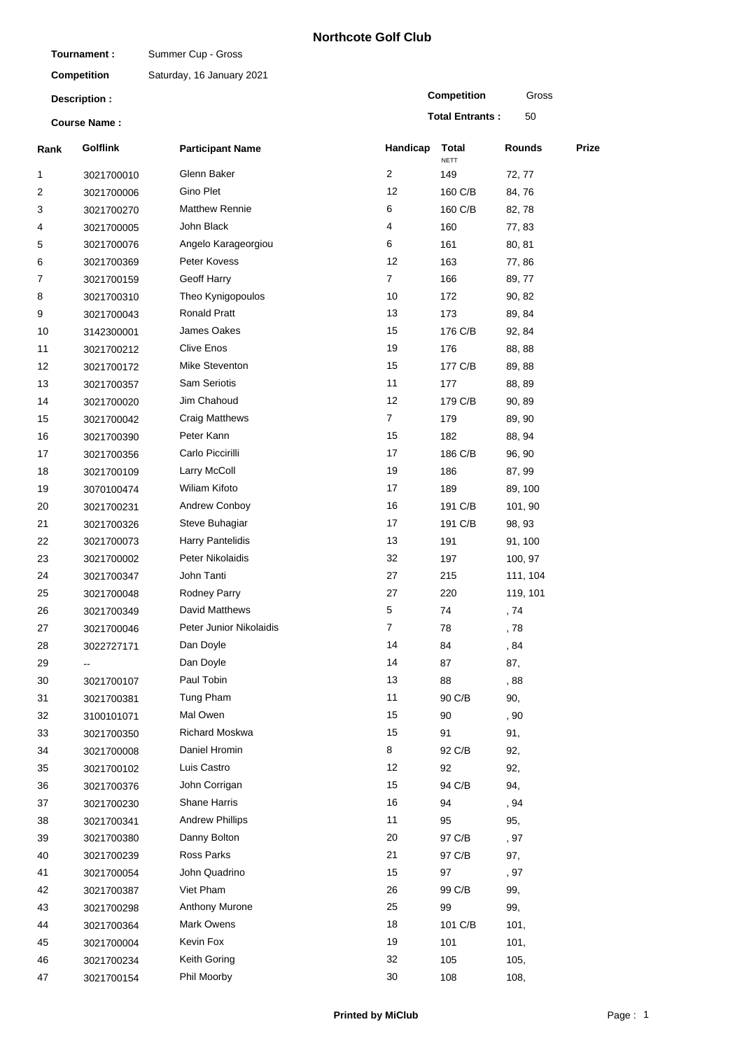# Northcote Golf Club

**Tournament :** Summer Cup - Gross

**Competition** Saturday, 16 January 2021

**Description :**

**Course Name :**

**Competition** Gross

**Total Entrants :** 50

| Rank | Golflink | Participant Name | Handicap | Total NETT | Rounds | Prize |
|---|---|---|---|---|---|---|
| 1 | 3021700010 | Glenn Baker | 2 | 149 | 72, 77 | |
| 2 | 3021700006 | Gino Plet | 12 | 160 C/B | 84, 76 | |
| 3 | 3021700270 | Matthew Rennie | 6 | 160 C/B | 82, 78 | |
| 4 | 3021700005 | John Black | 4 | 160 | 77, 83 | |
| 5 | 3021700076 | Angelo Karageorgiou | 6 | 161 | 80, 81 | |
| 6 | 3021700369 | Peter Kovess | 12 | 163 | 77, 86 | |
| 7 | 3021700159 | Geoff Harry | 7 | 166 | 89, 77 | |
| 8 | 3021700310 | Theo Kynigopoulos | 10 | 172 | 90, 82 | |
| 9 | 3021700043 | Ronald Pratt | 13 | 173 | 89, 84 | |
| 10 | 3142300001 | James Oakes | 15 | 176 C/B | 92, 84 | |
| 11 | 3021700212 | Clive Enos | 19 | 176 | 88, 88 | |
| 12 | 3021700172 | Mike Steventon | 15 | 177 C/B | 89, 88 | |
| 13 | 3021700357 | Sam Seriotis | 11 | 177 | 88, 89 | |
| 14 | 3021700020 | Jim Chahoud | 12 | 179 C/B | 90, 89 | |
| 15 | 3021700042 | Craig Matthews | 7 | 179 | 89, 90 | |
| 16 | 3021700390 | Peter Kann | 15 | 182 | 88, 94 | |
| 17 | 3021700356 | Carlo Piccirilli | 17 | 186 C/B | 96, 90 | |
| 18 | 3021700109 | Larry McColl | 19 | 186 | 87, 99 | |
| 19 | 3070100474 | Wiliam Kifoto | 17 | 189 | 89, 100 | |
| 20 | 3021700231 | Andrew Conboy | 16 | 191 C/B | 101, 90 | |
| 21 | 3021700326 | Steve Buhagiar | 17 | 191 C/B | 98, 93 | |
| 22 | 3021700073 | Harry Pantelidis | 13 | 191 | 91, 100 | |
| 23 | 3021700002 | Peter Nikolaidis | 32 | 197 | 100, 97 | |
| 24 | 3021700347 | John Tanti | 27 | 215 | 111, 104 | |
| 25 | 3021700048 | Rodney Parry | 27 | 220 | 119, 101 | |
| 26 | 3021700349 | David Matthews | 5 | 74 | , 74 | |
| 27 | 3021700046 | Peter Junior Nikolaidis | 7 | 78 | , 78 | |
| 28 | 3022727171 | Dan Doyle | 14 | 84 | , 84 | |
| 29 | -- | Dan Doyle | 14 | 87 | 87, | |
| 30 | 3021700107 | Paul Tobin | 13 | 88 | , 88 | |
| 31 | 3021700381 | Tung Pham | 11 | 90 C/B | 90, | |
| 32 | 3100101071 | Mal Owen | 15 | 90 | , 90 | |
| 33 | 3021700350 | Richard Moskwa | 15 | 91 | 91, | |
| 34 | 3021700008 | Daniel Hromin | 8 | 92 C/B | 92, | |
| 35 | 3021700102 | Luis Castro | 12 | 92 | 92, | |
| 36 | 3021700376 | John Corrigan | 15 | 94 C/B | 94, | |
| 37 | 3021700230 | Shane Harris | 16 | 94 | , 94 | |
| 38 | 3021700341 | Andrew Phillips | 11 | 95 | 95, | |
| 39 | 3021700380 | Danny Bolton | 20 | 97 C/B | , 97 | |
| 40 | 3021700239 | Ross Parks | 21 | 97 C/B | 97, | |
| 41 | 3021700054 | John Quadrino | 15 | 97 | , 97 | |
| 42 | 3021700387 | Viet Pham | 26 | 99 C/B | 99, | |
| 43 | 3021700298 | Anthony Murone | 25 | 99 | 99, | |
| 44 | 3021700364 | Mark Owens | 18 | 101 C/B | 101, | |
| 45 | 3021700004 | Kevin Fox | 19 | 101 | 101, | |
| 46 | 3021700234 | Keith Goring | 32 | 105 | 105, | |
| 47 | 3021700154 | Phil Moorby | 30 | 108 | 108, | |

**Printed by MiClub**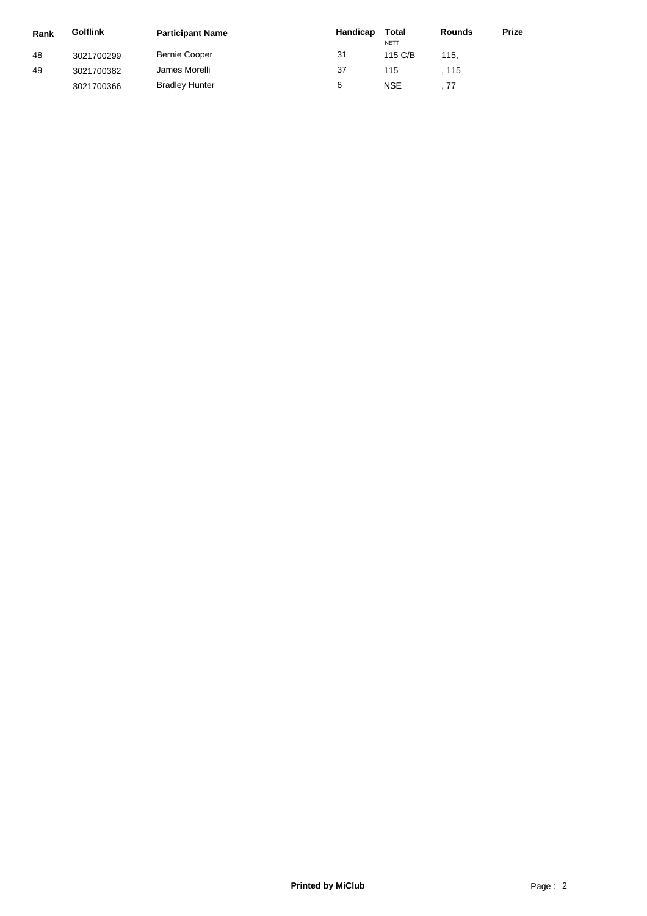| Rank | Golflink | Participant Name | Handicap | Total NETT | Rounds | Prize |
|---|---|---|---|---|---|---|
| 48 | 3021700299 | Bernie Cooper | 31 | 115 C/B | 115, | |
| 49 | 3021700382 | James Morelli | 37 | 115 | , 115 | |
| | 3021700366 | Bradley Hunter | 6 | NSE | , 77 | |

**Printed by MiClub**